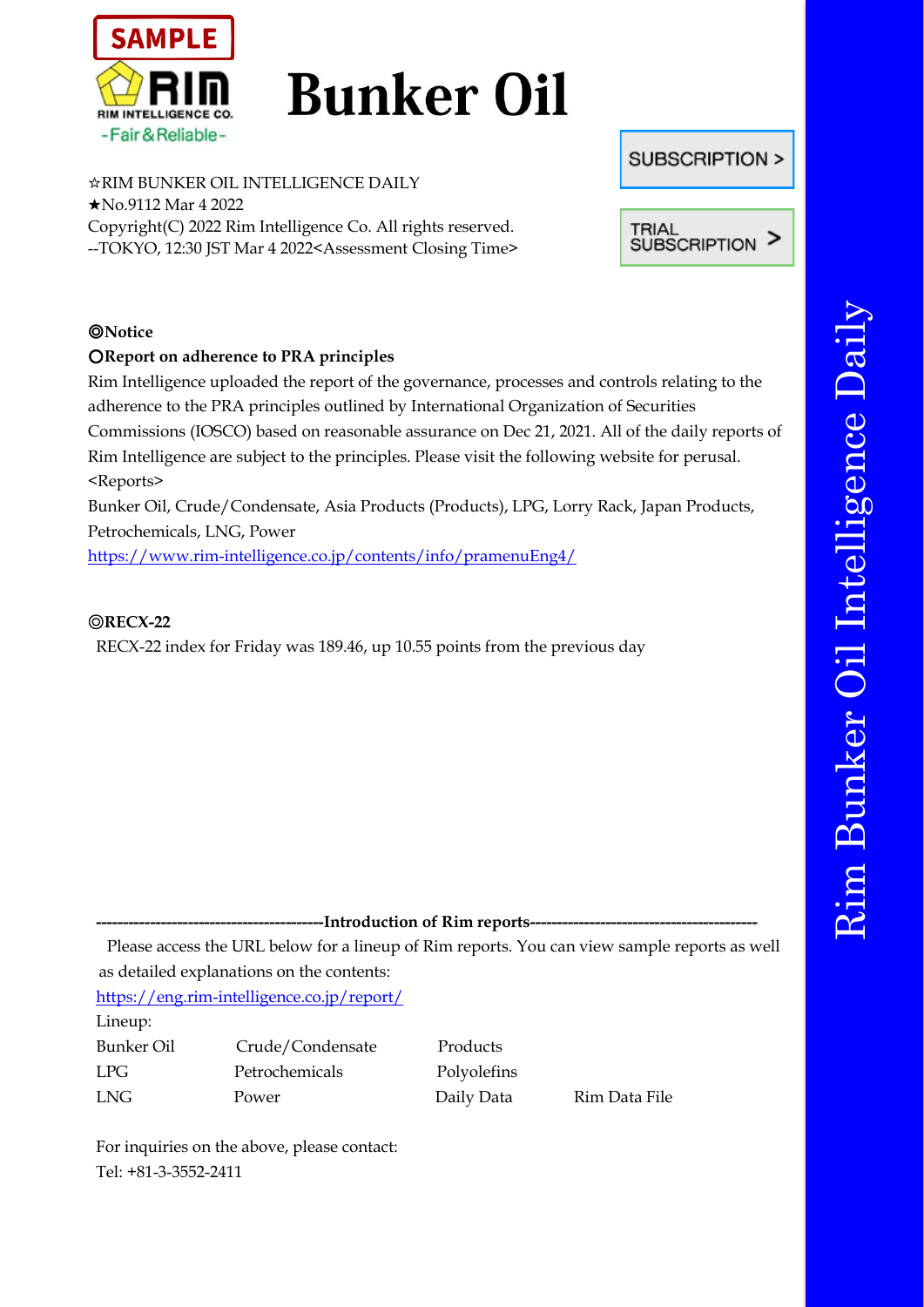SAMPLE

RIM INTELLIGENCE CO.

-Fair & Reliable-

# Bunker Oil

SUBSCRIPTION >

TRIAL SUBSCRIPTION >

☆RIM BUNKER OIL INTELLIGENCE DAILY
★No.9112 Mar 4 2022
Copyright(C) 2022 Rim Intelligence Co. All rights reserved.
--TOKYO, 12:30 JST Mar 4 2022<Assessment Closing Time>

**◎Notice**

**○Report on adherence to PRA principles**

Rim Intelligence uploaded the report of the governance, processes and controls relating to the adherence to the PRA principles outlined by International Organization of Securities Commissions (IOSCO) based on reasonable assurance on Dec 21, 2021. All of the daily reports of Rim Intelligence are subject to the principles. Please visit the following website for perusal.
<Reports>
Bunker Oil, Crude/Condensate, Asia Products (Products), LPG, Lorry Rack, Japan Products, Petrochemicals, LNG, Power
https://www.rim-intelligence.co.jp/contents/info/pramenuEng4/

**◎RECX-22**

RECX-22 index for Friday was 189.46, up 10.55 points from the previous day

**-----------------------------------------Introduction of Rim reports-----------------------------------------**

Please access the URL below for a lineup of Rim reports. You can view sample reports as well as detailed explanations on the contents:
https://eng.rim-intelligence.co.jp/report/

Lineup:

| | | | |
|---|---|---|---|
| Bunker Oil | Crude/Condensate | Products | |
| LPG | Petrochemicals | Polyolefins | |
| LNG | Power | Daily Data | Rim Data File |

For inquiries on the above, please contact:
Tel: +81-3-3552-2411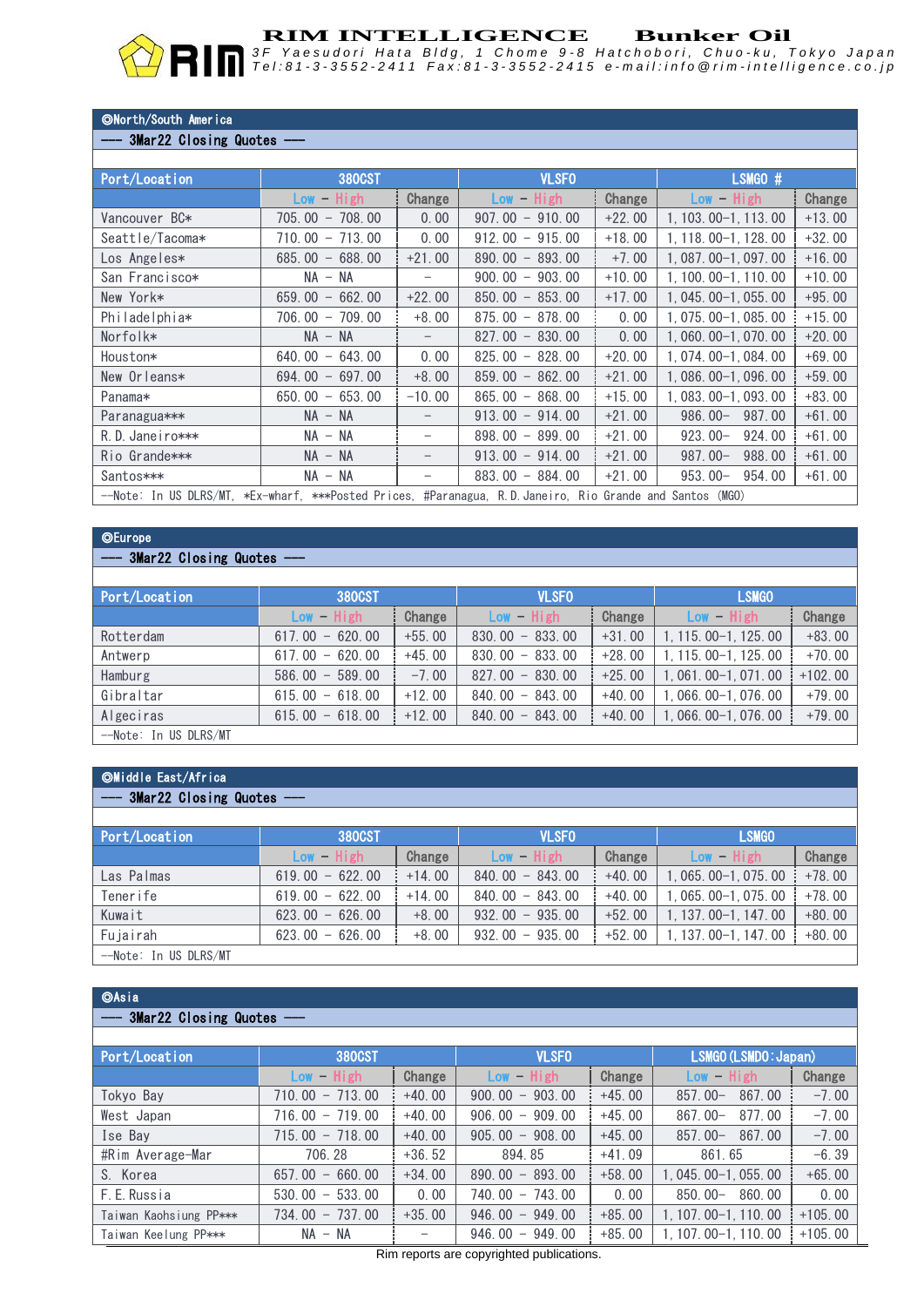# RIM INTELLIGENCE Bunker Oil

3F Yaesudori Hata Bldg, 1 Chome 9-8 Hatchobori, Chuo-ku, Tokyo Japan
Tel:81-3-3552-2411 Fax:81-3-3552-2415 e-mail:info@rim-intelligence.co.jp

## ◎North/South America

--- 3Mar22 Closing Quotes ---

| Port/Location | 380CST | | VLSFO | | LSMGO # | |
|---|---|---|---|---|---|---|
| | Low - High | Change | Low - High | Change | Low - High | Change |
| Vancouver BC* | 705.00 - 708.00 | 0.00 | 907.00 - 910.00 | +22.00 | 1,103.00-1,113.00 | +13.00 |
| Seattle/Tacoma* | 710.00 - 713.00 | 0.00 | 912.00 - 915.00 | +18.00 | 1,118.00-1,128.00 | +32.00 |
| Los Angeles* | 685.00 - 688.00 | +21.00 | 890.00 - 893.00 | +7.00 | 1,087.00-1,097.00 | +16.00 |
| San Francisco* | NA - NA | - | 900.00 - 903.00 | +10.00 | 1,100.00-1,110.00 | +10.00 |
| New York* | 659.00 - 662.00 | +22.00 | 850.00 - 853.00 | +17.00 | 1,045.00-1,055.00 | +95.00 |
| Philadelphia* | 706.00 - 709.00 | +8.00 | 875.00 - 878.00 | 0.00 | 1,075.00-1,085.00 | +15.00 |
| Norfolk* | NA - NA | - | 827.00 - 830.00 | 0.00 | 1,060.00-1,070.00 | +20.00 |
| Houston* | 640.00 - 643.00 | 0.00 | 825.00 - 828.00 | +20.00 | 1,074.00-1,084.00 | +69.00 |
| New Orleans* | 694.00 - 697.00 | +8.00 | 859.00 - 862.00 | +21.00 | 1,086.00-1,096.00 | +59.00 |
| Panama* | 650.00 - 653.00 | -10.00 | 865.00 - 868.00 | +15.00 | 1,083.00-1,093.00 | +83.00 |
| Paranagua*** | NA - NA | - | 913.00 - 914.00 | +21.00 | 986.00- 987.00 | +61.00 |
| R.D.Janeiro*** | NA - NA | - | 898.00 - 899.00 | +21.00 | 923.00- 924.00 | +61.00 |
| Rio Grande*** | NA - NA | - | 913.00 - 914.00 | +21.00 | 987.00- 988.00 | +61.00 |
| Santos*** | NA - NA | - | 883.00 - 884.00 | +21.00 | 953.00- 954.00 | +61.00 |

--Note: In US DLRS/MT, *Ex-wharf, ***Posted Prices, #Paranagua, R.D.Janeiro, Rio Grande and Santos (MGO)

## ◎Europe

--- 3Mar22 Closing Quotes ---

| Port/Location | 380CST | | VLSFO | | LSMGO | |
|---|---|---|---|---|---|---|
| | Low - High | Change | Low - High | Change | Low - High | Change |
| Rotterdam | 617.00 - 620.00 | +55.00 | 830.00 - 833.00 | +31.00 | 1,115.00-1,125.00 | +83.00 |
| Antwerp | 617.00 - 620.00 | +45.00 | 830.00 - 833.00 | +28.00 | 1,115.00-1,125.00 | +70.00 |
| Hamburg | 586.00 - 589.00 | -7.00 | 827.00 - 830.00 | +25.00 | 1,061.00-1,071.00 | +102.00 |
| Gibraltar | 615.00 - 618.00 | +12.00 | 840.00 - 843.00 | +40.00 | 1,066.00-1,076.00 | +79.00 |
| Algeciras | 615.00 - 618.00 | +12.00 | 840.00 - 843.00 | +40.00 | 1,066.00-1,076.00 | +79.00 |

--Note: In US DLRS/MT

## ◎Middle East/Africa

--- 3Mar22 Closing Quotes ---

| Port/Location | 380CST | | VLSFO | | LSMGO | |
|---|---|---|---|---|---|---|
| | Low - High | Change | Low - High | Change | Low - High | Change |
| Las Palmas | 619.00 - 622.00 | +14.00 | 840.00 - 843.00 | +40.00 | 1,065.00-1,075.00 | +78.00 |
| Tenerife | 619.00 - 622.00 | +14.00 | 840.00 - 843.00 | +40.00 | 1,065.00-1,075.00 | +78.00 |
| Kuwait | 623.00 - 626.00 | +8.00 | 932.00 - 935.00 | +52.00 | 1,137.00-1,147.00 | +80.00 |
| Fujairah | 623.00 - 626.00 | +8.00 | 932.00 - 935.00 | +52.00 | 1,137.00-1,147.00 | +80.00 |

--Note: In US DLRS/MT

## ◎Asia

--- 3Mar22 Closing Quotes ---

| Port/Location | 380CST | | VLSFO | | LSMGO(LSMDO:Japan) | |
|---|---|---|---|---|---|---|
| | Low - High | Change | Low - High | Change | Low - High | Change |
| Tokyo Bay | 710.00 - 713.00 | +40.00 | 900.00 - 903.00 | +45.00 | 857.00- 867.00 | -7.00 |
| West Japan | 716.00 - 719.00 | +40.00 | 906.00 - 909.00 | +45.00 | 867.00- 877.00 | -7.00 |
| Ise Bay | 715.00 - 718.00 | +40.00 | 905.00 - 908.00 | +45.00 | 857.00- 867.00 | -7.00 |
| #Rim Average-Mar | 706.28 | +36.52 | 894.85 | +41.09 | 861.65 | -6.39 |
| S. Korea | 657.00 - 660.00 | +34.00 | 890.00 - 893.00 | +58.00 | 1,045.00-1,055.00 | +65.00 |
| F.E.Russia | 530.00 - 533.00 | 0.00 | 740.00 - 743.00 | 0.00 | 850.00- 860.00 | 0.00 |
| Taiwan Kaohsiung PP*** | 734.00 - 737.00 | +35.00 | 946.00 - 949.00 | +85.00 | 1,107.00-1,110.00 | +105.00 |
| Taiwan Keelung PP*** | NA - NA | - | 946.00 - 949.00 | +85.00 | 1,107.00-1,110.00 | +105.00 |

Rim reports are copyrighted publications.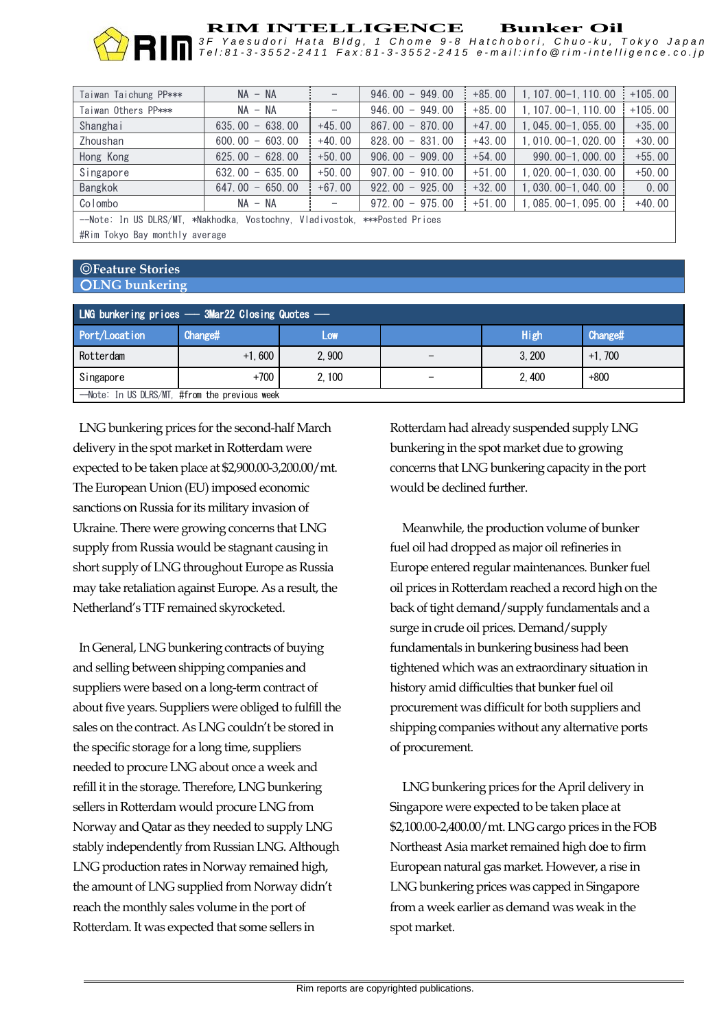| Taiwan Taichung PP*** | NA – NA | – | 946.00 – 949.00 | +85.00 | 1,107.00–1,110.00 | +105.00 |
|---|---|---|---|---|---|---|
| Taiwan Others PP*** | NA – NA | – | 946.00 – 949.00 | +85.00 | 1,107.00–1,110.00 | +105.00 |
| Shanghai | 635.00 – 638.00 | +45.00 | 867.00 – 870.00 | +47.00 | 1,045.00–1,055.00 | +35.00 |
| Zhoushan | 600.00 – 603.00 | +40.00 | 828.00 – 831.00 | +43.00 | 1,010.00–1,020.00 | +30.00 |
| Hong Kong | 625.00 – 628.00 | +50.00 | 906.00 – 909.00 | +54.00 | 990.00–1,000.00 | +55.00 |
| Singapore | 632.00 – 635.00 | +50.00 | 907.00 – 910.00 | +51.00 | 1,020.00–1,030.00 | +50.00 |
| Bangkok | 647.00 – 650.00 | +67.00 | 922.00 – 925.00 | +32.00 | 1,030.00–1,040.00 | 0.00 |
| Colombo | NA – NA | – | 972.00 – 975.00 | +51.00 | 1,085.00–1,095.00 | +40.00 |

--Note: In US DLRS/MT, *Nakhodka, Vostochny, Vladivostok, ***Posted Prices
#Rim Tokyo Bay monthly average

## ◎Feature Stories

### ○LNG bunkering

| LNG bunkering prices –– 3Mar22 Closing Quotes –– | | | | | |
|---|---|---|---|---|---|
| Port/Location | Change# | Low | | High | Change# |
| Rotterdam | +1,600 | 2,900 | – | 3,200 | +1,700 |
| Singapore | +700 | 2,100 | – | 2,400 | +800 |

--Note: In US DLRS/MT, #from the previous week

LNG bunkering prices for the second-half March delivery in the spot market in Rotterdam were expected to be taken place at $2,900.00-3,200.00/mt. The European Union (EU) imposed economic sanctions on Russia for its military invasion of Ukraine. There were growing concerns that LNG supply from Russia would be stagnant causing in short supply of LNG throughout Europe as Russia may take retaliation against Europe. As a result, the Netherland's TTF remained skyrocketed.

In General, LNG bunkering contracts of buying and selling between shipping companies and suppliers were based on a long-term contract of about five years. Suppliers were obliged to fulfill the sales on the contract. As LNG couldn't be stored in the specific storage for a long time, suppliers needed to procure LNG about once a week and refill it in the storage. Therefore, LNG bunkering sellers in Rotterdam would procure LNG from Norway and Qatar as they needed to supply LNG stably independently from Russian LNG. Although LNG production rates in Norway remained high, the amount of LNG supplied from Norway didn't reach the monthly sales volume in the port of Rotterdam. It was expected that some sellers in Rotterdam had already suspended supply LNG bunkering in the spot market due to growing concerns that LNG bunkering capacity in the port would be declined further.

Meanwhile, the production volume of bunker fuel oil had dropped as major oil refineries in Europe entered regular maintenances. Bunker fuel oil prices in Rotterdam reached a record high on the back of tight demand/supply fundamentals and a surge in crude oil prices. Demand/supply fundamentals in bunkering business had been tightened which was an extraordinary situation in history amid difficulties that bunker fuel oil procurement was difficult for both suppliers and shipping companies without any alternative ports of procurement.

LNG bunkering prices for the April delivery in Singapore were expected to be taken place at $2,100.00-2,400.00/mt. LNG cargo prices in the FOB Northeast Asia market remained high doe to firm European natural gas market. However, a rise in LNG bunkering prices was capped in Singapore from a week earlier as demand was weak in the spot market.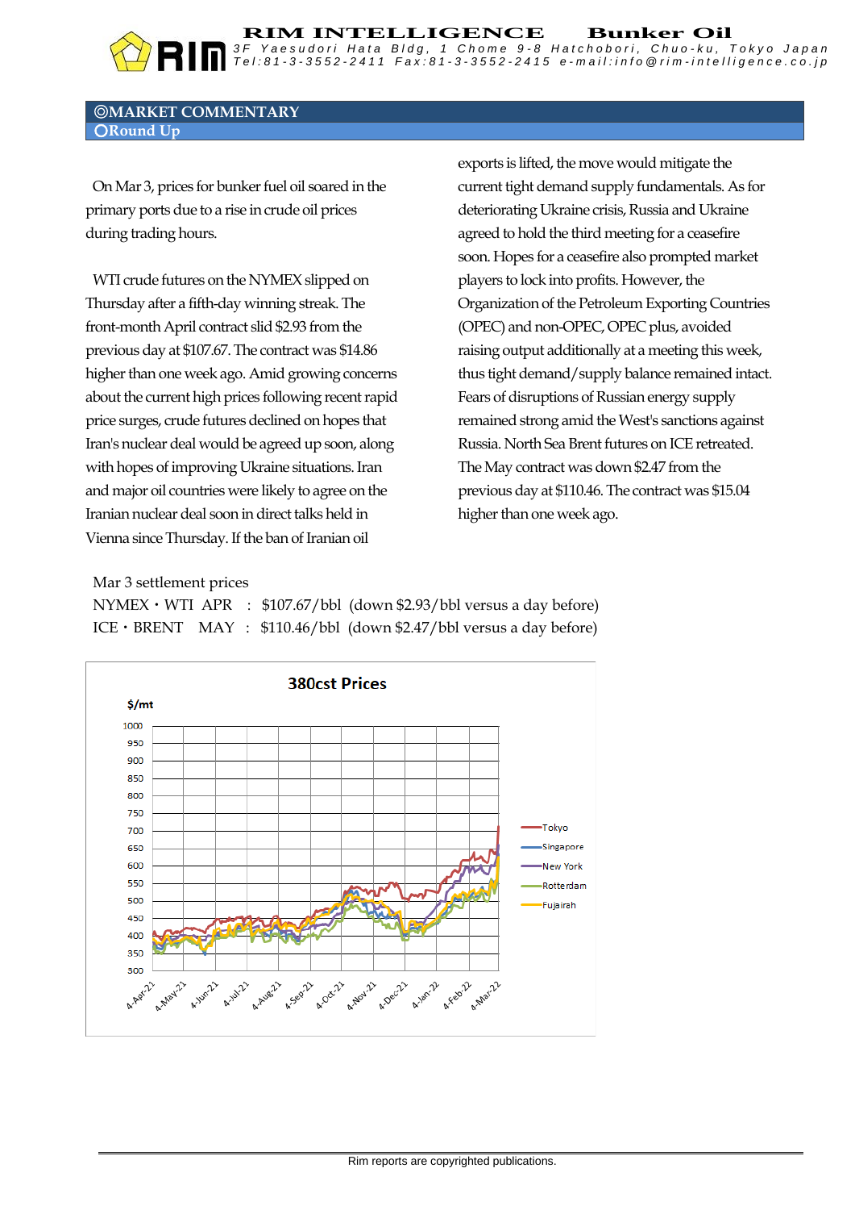## ◎MARKET COMMENTARY

### ○Round Up

On Mar 3, prices for bunker fuel oil soared in the primary ports due to a rise in crude oil prices during trading hours.

WTI crude futures on the NYMEX slipped on Thursday after a fifth-day winning streak. The front-month April contract slid $2.93 from the previous day at $107.67. The contract was $14.86 higher than one week ago. Amid growing concerns about the current high prices following recent rapid price surges, crude futures declined on hopes that Iran's nuclear deal would be agreed up soon, along with hopes of improving Ukraine situations. Iran and major oil countries were likely to agree on the Iranian nuclear deal soon in direct talks held in Vienna since Thursday. If the ban of Iranian oil exports is lifted, the move would mitigate the current tight demand supply fundamentals. As for deteriorating Ukraine crisis, Russia and Ukraine agreed to hold the third meeting for a ceasefire soon. Hopes for a ceasefire also prompted market players to lock into profits. However, the Organization of the Petroleum Exporting Countries (OPEC) and non-OPEC, OPEC plus, avoided raising output additionally at a meeting this week, thus tight demand/supply balance remained intact. Fears of disruptions of Russian energy supply remained strong amid the West's sanctions against Russia. North Sea Brent futures on ICE retreated. The May contract was down $2.47 from the previous day at $110.46. The contract was $15.04 higher than one week ago.

Mar 3 settlement prices

NYMEX・WTI APR : $107.67/bbl (down $2.93/bbl versus a day before)

ICE・BRENT MAY : $110.46/bbl (down $2.47/bbl versus a day before)

**380cst Prices**

Rim reports are copyrighted publications.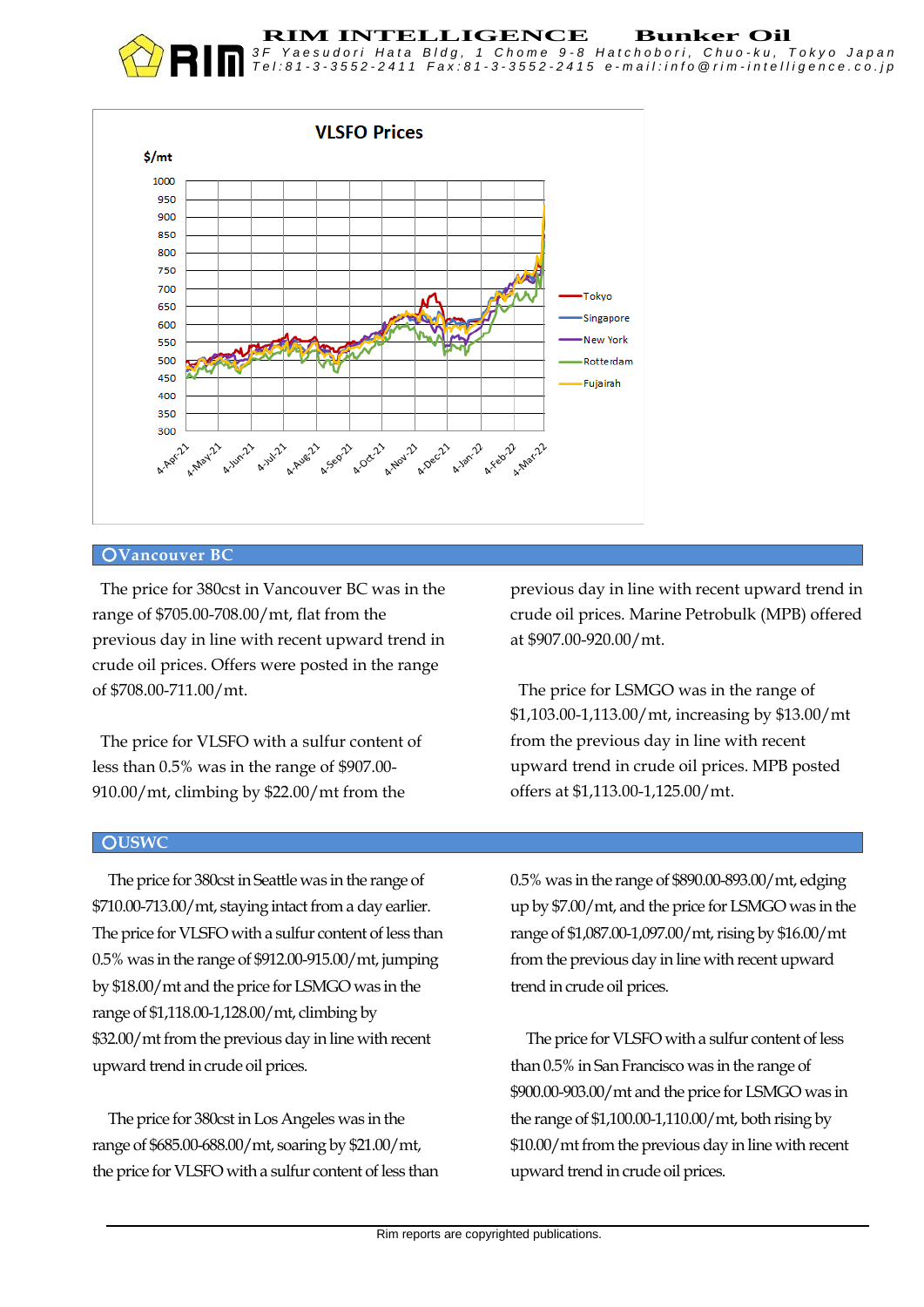## ○Vancouver BC

The price for 380cst in Vancouver BC was in the range of $705.00-708.00/mt, flat from the previous day in line with recent upward trend in crude oil prices. Offers were posted in the range of $708.00-711.00/mt.

The price for VLSFO with a sulfur content of less than 0.5% was in the range of $907.00-910.00/mt, climbing by $22.00/mt from the previous day in line with recent upward trend in crude oil prices. Marine Petrobulk (MPB) offered at $907.00-920.00/mt.

The price for LSMGO was in the range of $1,103.00-1,113.00/mt, increasing by $13.00/mt from the previous day in line with recent upward trend in crude oil prices. MPB posted offers at $1,113.00-1,125.00/mt.

## ○USWC

The price for 380cst in Seattle was in the range of $710.00-713.00/mt, staying intact from a day earlier. The price for VLSFO with a sulfur content of less than 0.5% was in the range of $912.00-915.00/mt, jumping by $18.00/mt and the price for LSMGO was in the range of $1,118.00-1,128.00/mt, climbing by $32.00/mt from the previous day in line with recent upward trend in crude oil prices.

The price for 380cst in Los Angeles was in the range of $685.00-688.00/mt, soaring by $21.00/mt, the price for VLSFO with a sulfur content of less than 0.5% was in the range of $890.00-893.00/mt, edging up by $7.00/mt, and the price for LSMGO was in the range of $1,087.00-1,097.00/mt, rising by $16.00/mt from the previous day in line with recent upward trend in crude oil prices.

The price for VLSFO with a sulfur content of less than 0.5% in San Francisco was in the range of $900.00-903.00/mt and the price for LSMGO was in the range of $1,100.00-1,110.00/mt, both rising by $10.00/mt from the previous day in line with recent upward trend in crude oil prices.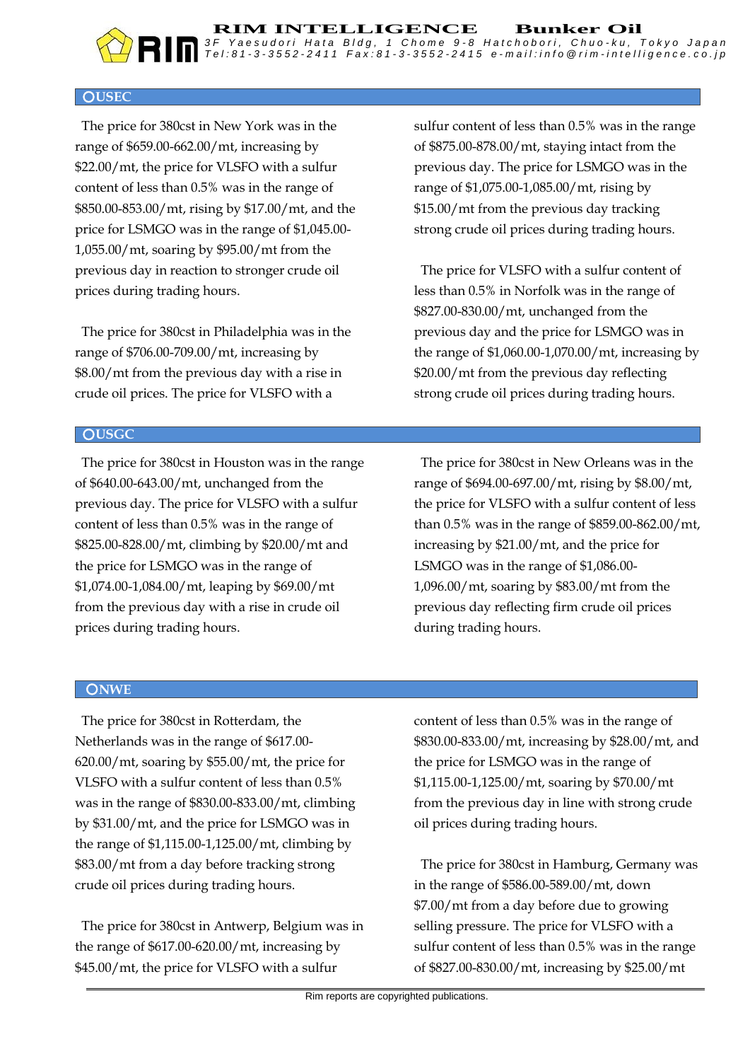## ○USEC

The price for 380cst in New York was in the range of $659.00-662.00/mt, increasing by $22.00/mt, the price for VLSFO with a sulfur content of less than 0.5% was in the range of $850.00-853.00/mt, rising by $17.00/mt, and the price for LSMGO was in the range of $1,045.00-1,055.00/mt, soaring by $95.00/mt from the previous day in reaction to stronger crude oil prices during trading hours.

The price for 380cst in Philadelphia was in the range of $706.00-709.00/mt, increasing by $8.00/mt from the previous day with a rise in crude oil prices. The price for VLSFO with a sulfur content of less than 0.5% was in the range of $875.00-878.00/mt, staying intact from the previous day. The price for LSMGO was in the range of $1,075.00-1,085.00/mt, rising by $15.00/mt from the previous day tracking strong crude oil prices during trading hours.

The price for VLSFO with a sulfur content of less than 0.5% in Norfolk was in the range of $827.00-830.00/mt, unchanged from the previous day and the price for LSMGO was in the range of $1,060.00-1,070.00/mt, increasing by $20.00/mt from the previous day reflecting strong crude oil prices during trading hours.

## ○USGC

The price for 380cst in Houston was in the range of $640.00-643.00/mt, unchanged from the previous day. The price for VLSFO with a sulfur content of less than 0.5% was in the range of $825.00-828.00/mt, climbing by $20.00/mt and the price for LSMGO was in the range of $1,074.00-1,084.00/mt, leaping by $69.00/mt from the previous day with a rise in crude oil prices during trading hours.

The price for 380cst in New Orleans was in the range of $694.00-697.00/mt, rising by $8.00/mt, the price for VLSFO with a sulfur content of less than 0.5% was in the range of $859.00-862.00/mt, increasing by $21.00/mt, and the price for LSMGO was in the range of $1,086.00-1,096.00/mt, soaring by $83.00/mt from the previous day reflecting firm crude oil prices during trading hours.

## ○NWE

The price for 380cst in Rotterdam, the Netherlands was in the range of $617.00-620.00/mt, soaring by $55.00/mt, the price for VLSFO with a sulfur content of less than 0.5% was in the range of $830.00-833.00/mt, climbing by $31.00/mt, and the price for LSMGO was in the range of $1,115.00-1,125.00/mt, climbing by $83.00/mt from a day before tracking strong crude oil prices during trading hours.

The price for 380cst in Antwerp, Belgium was in the range of $617.00-620.00/mt, increasing by $45.00/mt, the price for VLSFO with a sulfur content of less than 0.5% was in the range of $830.00-833.00/mt, increasing by $28.00/mt, and the price for LSMGO was in the range of $1,115.00-1,125.00/mt, soaring by $70.00/mt from the previous day in line with strong crude oil prices during trading hours.

The price for 380cst in Hamburg, Germany was in the range of $586.00-589.00/mt, down $7.00/mt from a day before due to growing selling pressure. The price for VLSFO with a sulfur content of less than 0.5% was in the range of $827.00-830.00/mt, increasing by $25.00/mt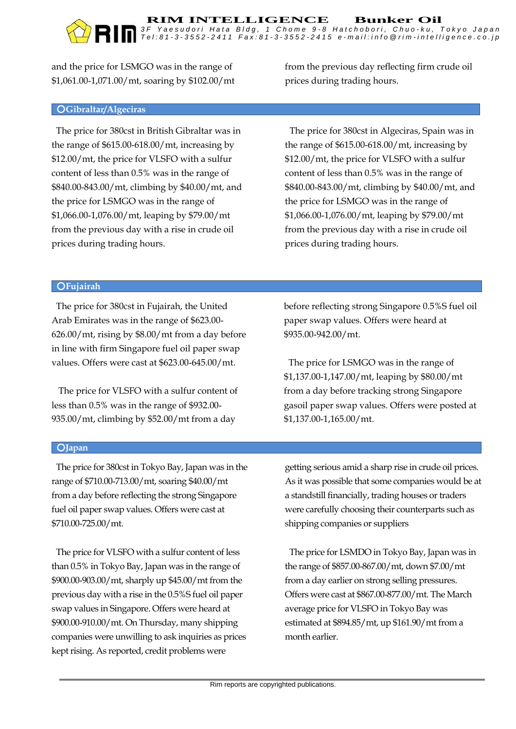and the price for LSMGO was in the range of $1,061.00-1,071.00/mt, soaring by $102.00/mt from the previous day reflecting firm crude oil prices during trading hours.

## ○Gibraltar/Algeciras

The price for 380cst in British Gibraltar was in the range of $615.00-618.00/mt, increasing by $12.00/mt, the price for VLSFO with a sulfur content of less than 0.5% was in the range of $840.00-843.00/mt, climbing by $40.00/mt, and the price for LSMGO was in the range of $1,066.00-1,076.00/mt, leaping by $79.00/mt from the previous day with a rise in crude oil prices during trading hours.

The price for 380cst in Algeciras, Spain was in the range of $615.00-618.00/mt, increasing by $12.00/mt, the price for VLSFO with a sulfur content of less than 0.5% was in the range of $840.00-843.00/mt, climbing by $40.00/mt, and the price for LSMGO was in the range of $1,066.00-1,076.00/mt, leaping by $79.00/mt from the previous day with a rise in crude oil prices during trading hours.

## ○Fujairah

The price for 380cst in Fujairah, the United Arab Emirates was in the range of $623.00-626.00/mt, rising by $8.00/mt from a day before in line with firm Singapore fuel oil paper swap values. Offers were cast at $623.00-645.00/mt.

The price for VLSFO with a sulfur content of less than 0.5% was in the range of $932.00-935.00/mt, climbing by $52.00/mt from a day before reflecting strong Singapore 0.5%S fuel oil paper swap values. Offers were heard at $935.00-942.00/mt.

The price for LSMGO was in the range of $1,137.00-1,147.00/mt, leaping by $80.00/mt from a day before tracking strong Singapore gasoil paper swap values. Offers were posted at $1,137.00-1,165.00/mt.

## ○Japan

The price for 380cst in Tokyo Bay, Japan was in the range of $710.00-713.00/mt, soaring $40.00/mt from a day before reflecting the strong Singapore fuel oil paper swap values. Offers were cast at $710.00-725.00/mt.

The price for VLSFO with a sulfur content of less than 0.5% in Tokyo Bay, Japan was in the range of $900.00-903.00/mt, sharply up $45.00/mt from the previous day with a rise in the 0.5%S fuel oil paper swap values in Singapore. Offers were heard at $900.00-910.00/mt. On Thursday, many shipping companies were unwilling to ask inquiries as prices kept rising. As reported, credit problems were getting serious amid a sharp rise in crude oil prices. As it was possible that some companies would be at a standstill financially, trading houses or traders were carefully choosing their counterparts such as shipping companies or suppliers

The price for LSMDO in Tokyo Bay, Japan was in the range of $857.00-867.00/mt, down $7.00/mt from a day earlier on strong selling pressures. Offers were cast at $867.00-877.00/mt. The March average price for VLSFO in Tokyo Bay was estimated at $894.85/mt, up $161.90/mt from a month earlier.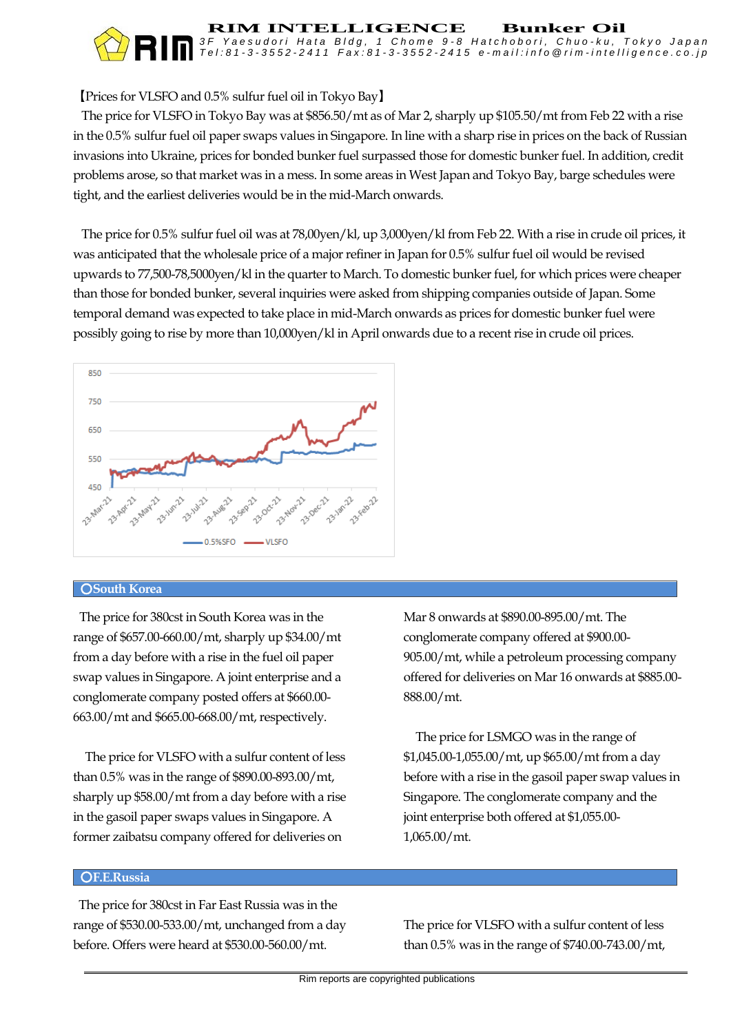【Prices for VLSFO and 0.5% sulfur fuel oil in Tokyo Bay】

The price for VLSFO in Tokyo Bay was at $856.50/mt as of Mar 2, sharply up $105.50/mt from Feb 22 with a rise in the 0.5% sulfur fuel oil paper swaps values in Singapore. In line with a sharp rise in prices on the back of Russian invasions into Ukraine, prices for bonded bunker fuel surpassed those for domestic bunker fuel. In addition, credit problems arose, so that market was in a mess. In some areas in West Japan and Tokyo Bay, barge schedules were tight, and the earliest deliveries would be in the mid-March onwards.

The price for 0.5% sulfur fuel oil was at 78,00yen/kl, up 3,000yen/kl from Feb 22. With a rise in crude oil prices, it was anticipated that the wholesale price of a major refiner in Japan for 0.5% sulfur fuel oil would be revised upwards to 77,500-78,5000yen/kl in the quarter to March. To domestic bunker fuel, for which prices were cheaper than those for bonded bunker, several inquiries were asked from shipping companies outside of Japan. Some temporal demand was expected to take place in mid-March onwards as prices for domestic bunker fuel were possibly going to rise by more than 10,000yen/kl in April onwards due to a recent rise in crude oil prices.

## ○South Korea

The price for 380cst in South Korea was in the range of $657.00-660.00/mt, sharply up $34.00/mt from a day before with a rise in the fuel oil paper swap values in Singapore. A joint enterprise and a conglomerate company posted offers at $660.00-663.00/mt and $665.00-668.00/mt, respectively.

The price for VLSFO with a sulfur content of less than 0.5% was in the range of $890.00-893.00/mt, sharply up $58.00/mt from a day before with a rise in the gasoil paper swaps values in Singapore. A former zaibatsu company offered for deliveries on Mar 8 onwards at $890.00-895.00/mt. The conglomerate company offered at $900.00-905.00/mt, while a petroleum processing company offered for deliveries on Mar 16 onwards at $885.00-888.00/mt.

The price for LSMGO was in the range of $1,045.00-1,055.00/mt, up $65.00/mt from a day before with a rise in the gasoil paper swap values in Singapore. The conglomerate company and the joint enterprise both offered at $1,055.00-1,065.00/mt.

## ○F.E.Russia

The price for 380cst in Far East Russia was in the range of $530.00-533.00/mt, unchanged from a day before. Offers were heard at $530.00-560.00/mt.

The price for VLSFO with a sulfur content of less than 0.5% was in the range of $740.00-743.00/mt,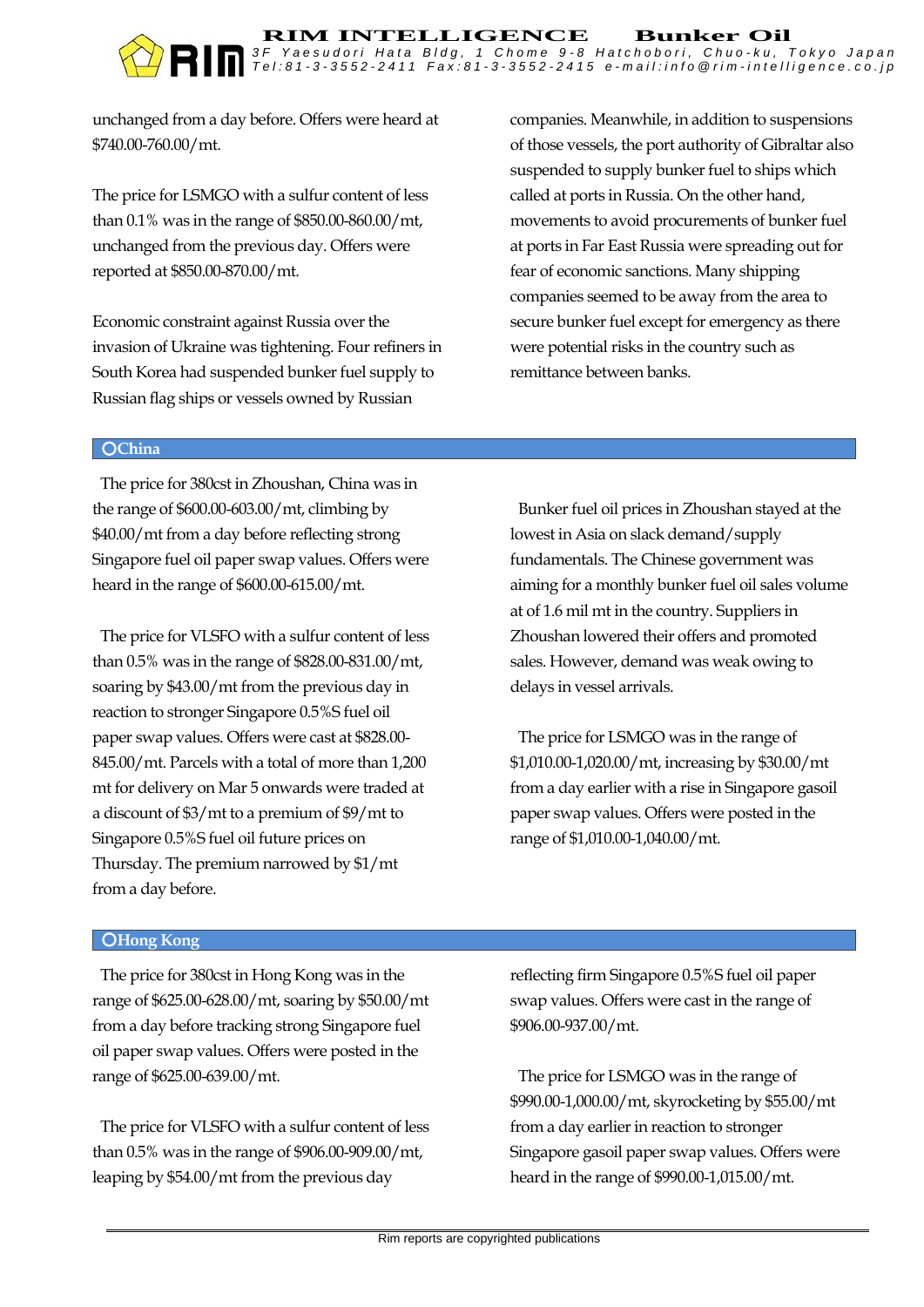unchanged from a day before. Offers were heard at $740.00-760.00/mt.

The price for LSMGO with a sulfur content of less than 0.1% was in the range of $850.00-860.00/mt, unchanged from the previous day. Offers were reported at $850.00-870.00/mt.

Economic constraint against Russia over the invasion of Ukraine was tightening. Four refiners in South Korea had suspended bunker fuel supply to Russian flag ships or vessels owned by Russian companies. Meanwhile, in addition to suspensions of those vessels, the port authority of Gibraltar also suspended to supply bunker fuel to ships which called at ports in Russia. On the other hand, movements to avoid procurements of bunker fuel at ports in Far East Russia were spreading out for fear of economic sanctions. Many shipping companies seemed to be away from the area to secure bunker fuel except for emergency as there were potential risks in the country such as remittance between banks.

## ○China

The price for 380cst in Zhoushan, China was in the range of $600.00-603.00/mt, climbing by $40.00/mt from a day before reflecting strong Singapore fuel oil paper swap values. Offers were heard in the range of $600.00-615.00/mt.

The price for VLSFO with a sulfur content of less than 0.5% was in the range of $828.00-831.00/mt, soaring by $43.00/mt from the previous day in reaction to stronger Singapore 0.5%S fuel oil paper swap values. Offers were cast at $828.00-845.00/mt. Parcels with a total of more than 1,200 mt for delivery on Mar 5 onwards were traded at a discount of $3/mt to a premium of $9/mt to Singapore 0.5%S fuel oil future prices on Thursday. The premium narrowed by $1/mt from a day before.

Bunker fuel oil prices in Zhoushan stayed at the lowest in Asia on slack demand/supply fundamentals. The Chinese government was aiming for a monthly bunker fuel oil sales volume at of 1.6 mil mt in the country. Suppliers in Zhoushan lowered their offers and promoted sales. However, demand was weak owing to delays in vessel arrivals.

The price for LSMGO was in the range of $1,010.00-1,020.00/mt, increasing by $30.00/mt from a day earlier with a rise in Singapore gasoil paper swap values. Offers were posted in the range of $1,010.00-1,040.00/mt.

## ○Hong Kong

The price for 380cst in Hong Kong was in the range of $625.00-628.00/mt, soaring by $50.00/mt from a day before tracking strong Singapore fuel oil paper swap values. Offers were posted in the range of $625.00-639.00/mt.

The price for VLSFO with a sulfur content of less than 0.5% was in the range of $906.00-909.00/mt, leaping by $54.00/mt from the previous day reflecting firm Singapore 0.5%S fuel oil paper swap values. Offers were cast in the range of $906.00-937.00/mt.

The price for LSMGO was in the range of $990.00-1,000.00/mt, skyrocketing by $55.00/mt from a day earlier in reaction to stronger Singapore gasoil paper swap values. Offers were heard in the range of $990.00-1,015.00/mt.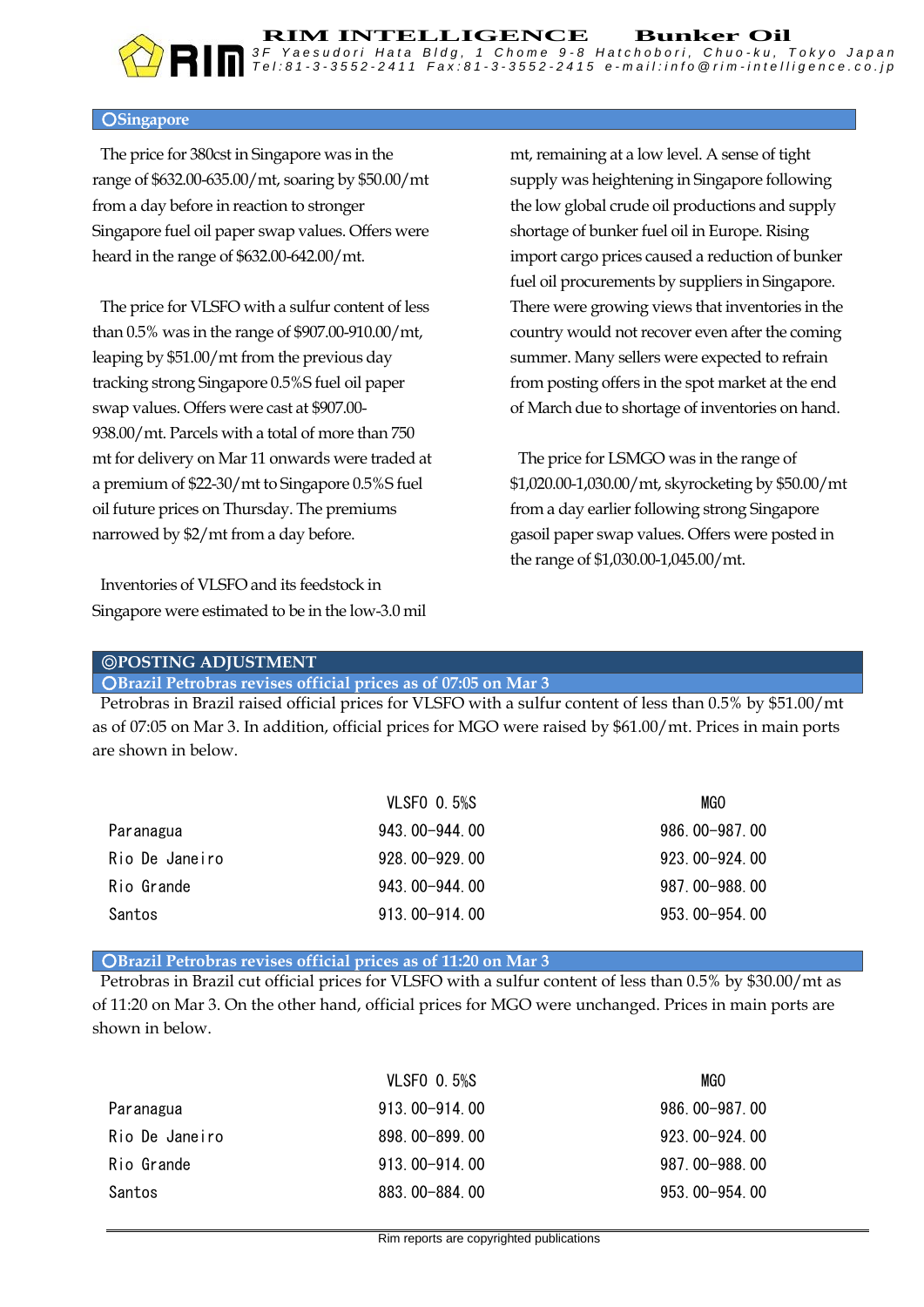## ○Singapore

The price for 380cst in Singapore was in the range of $632.00-635.00/mt, soaring by $50.00/mt from a day before in reaction to stronger Singapore fuel oil paper swap values. Offers were heard in the range of $632.00-642.00/mt.

The price for VLSFO with a sulfur content of less than 0.5% was in the range of $907.00-910.00/mt, leaping by $51.00/mt from the previous day tracking strong Singapore 0.5%S fuel oil paper swap values. Offers were cast at $907.00-938.00/mt. Parcels with a total of more than 750 mt for delivery on Mar 11 onwards were traded at a premium of $22-30/mt to Singapore 0.5%S fuel oil future prices on Thursday. The premiums narrowed by $2/mt from a day before.

Inventories of VLSFO and its feedstock in Singapore were estimated to be in the low-3.0 mil mt, remaining at a low level. A sense of tight supply was heightening in Singapore following the low global crude oil productions and supply shortage of bunker fuel oil in Europe. Rising import cargo prices caused a reduction of bunker fuel oil procurements by suppliers in Singapore. There were growing views that inventories in the country would not recover even after the coming summer. Many sellers were expected to refrain from posting offers in the spot market at the end of March due to shortage of inventories on hand.

The price for LSMGO was in the range of $1,020.00-1,030.00/mt, skyrocketing by $50.00/mt from a day earlier following strong Singapore gasoil paper swap values. Offers were posted in the range of $1,030.00-1,045.00/mt.

## ◎POSTING ADJUSTMENT

### ○Brazil Petrobras revises official prices as of 07:05 on Mar 3

Petrobras in Brazil raised official prices for VLSFO with a sulfur content of less than 0.5% by $51.00/mt as of 07:05 on Mar 3. In addition, official prices for MGO were raised by $61.00/mt. Prices in main ports are shown in below.

| | VLSFO 0.5%S | MGO |
|---|---|---|
| Paranagua | 943.00-944.00 | 986.00-987.00 |
| Rio De Janeiro | 928.00-929.00 | 923.00-924.00 |
| Rio Grande | 943.00-944.00 | 987.00-988.00 |
| Santos | 913.00-914.00 | 953.00-954.00 |

### ○Brazil Petrobras revises official prices as of 11:20 on Mar 3

Petrobras in Brazil cut official prices for VLSFO with a sulfur content of less than 0.5% by $30.00/mt as of 11:20 on Mar 3. On the other hand, official prices for MGO were unchanged. Prices in main ports are shown in below.

| | VLSFO 0.5%S | MGO |
|---|---|---|
| Paranagua | 913.00-914.00 | 986.00-987.00 |
| Rio De Janeiro | 898.00-899.00 | 923.00-924.00 |
| Rio Grande | 913.00-914.00 | 987.00-988.00 |
| Santos | 883.00-884.00 | 953.00-954.00 |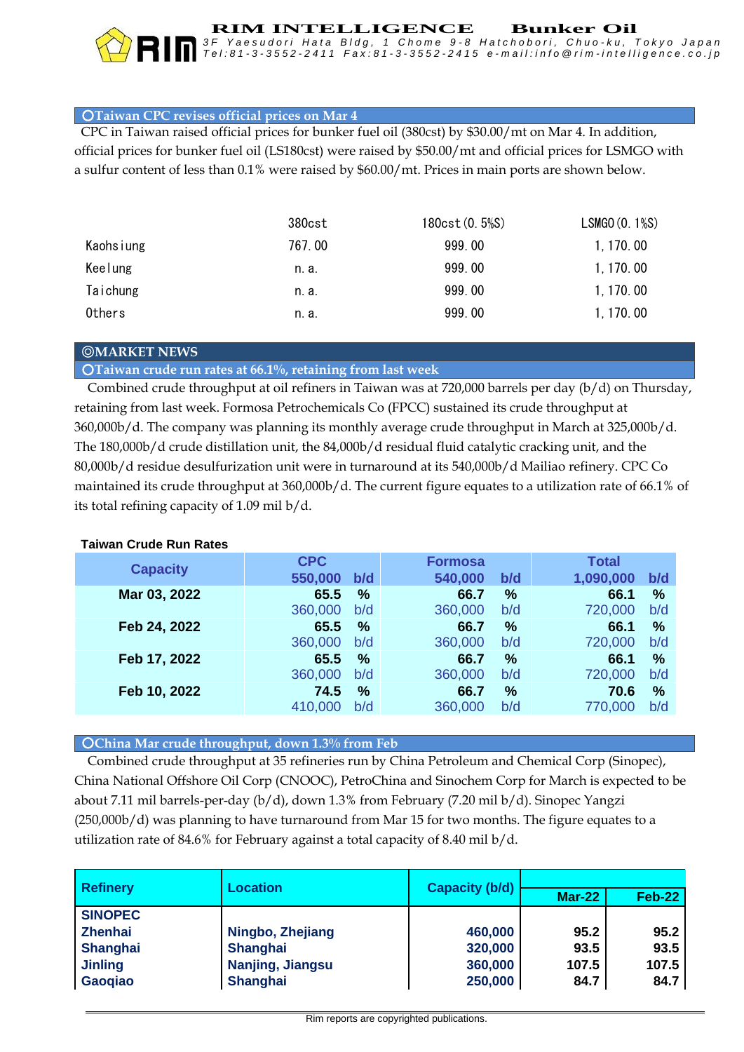### ○Taiwan CPC revises official prices on Mar 4

CPC in Taiwan raised official prices for bunker fuel oil (380cst) by $30.00/mt on Mar 4. In addition, official prices for bunker fuel oil (LS180cst) were raised by $50.00/mt and official prices for LSMGO with a sulfur content of less than 0.1% were raised by $60.00/mt. Prices in main ports are shown below.

| | 380cst | 180cst(0.5%S) | LSMGO(0.1%S) |
|---|---|---|---|
| Kaohsiung | 767.00 | 999.00 | 1,170.00 |
| Keelung | n.a. | 999.00 | 1,170.00 |
| Taichung | n.a. | 999.00 | 1,170.00 |
| Others | n.a. | 999.00 | 1,170.00 |

## ◎MARKET NEWS

### ○Taiwan crude run rates at 66.1%, retaining from last week

Combined crude throughput at oil refiners in Taiwan was at 720,000 barrels per day (b/d) on Thursday, retaining from last week. Formosa Petrochemicals Co (FPCC) sustained its crude throughput at 360,000b/d. The company was planning its monthly average crude throughput in March at 325,000b/d. The 180,000b/d crude distillation unit, the 84,000b/d residual fluid catalytic cracking unit, and the 80,000b/d residue desulfurization unit were in turnaround at its 540,000b/d Mailiao refinery. CPC Co maintained its crude throughput at 360,000b/d. The current figure equates to a utilization rate of 66.1% of its total refining capacity of 1.09 mil b/d.

**Taiwan Crude Run Rates**

| Capacity | CPC 550,000 b/d | Formosa 540,000 b/d | Total 1,090,000 b/d |
|---|---|---|---|
| Mar 03, 2022 | 65.5 % | 66.7 % | 66.1 % |
| | 360,000 b/d | 360,000 b/d | 720,000 b/d |
| Feb 24, 2022 | 65.5 % | 66.7 % | 66.1 % |
| | 360,000 b/d | 360,000 b/d | 720,000 b/d |
| Feb 17, 2022 | 65.5 % | 66.7 % | 66.1 % |
| | 360,000 b/d | 360,000 b/d | 720,000 b/d |
| Feb 10, 2022 | 74.5 % | 66.7 % | 70.6 % |
| | 410,000 b/d | 360,000 b/d | 770,000 b/d |

### ○China Mar crude throughput, down 1.3% from Feb

Combined crude throughput at 35 refineries run by China Petroleum and Chemical Corp (Sinopec), China National Offshore Oil Corp (CNOOC), PetroChina and Sinochem Corp for March is expected to be about 7.11 mil barrels-per-day (b/d), down 1.3% from February (7.20 mil b/d). Sinopec Yangzi (250,000b/d) was planning to have turnaround from Mar 15 for two months. The figure equates to a utilization rate of 84.6% for February against a total capacity of 8.40 mil b/d.

| Refinery | Location | Capacity (b/d) | Mar-22 | Feb-22 |
|---|---|---|---|---|
| SINOPEC | | | | |
| Zhenhai | Ningbo, Zhejiang | 460,000 | 95.2 | 95.2 |
| Shanghai | Shanghai | 320,000 | 93.5 | 93.5 |
| Jinling | Nanjing, Jiangsu | 360,000 | 107.5 | 107.5 |
| Gaoqiao | Shanghai | 250,000 | 84.7 | 84.7 |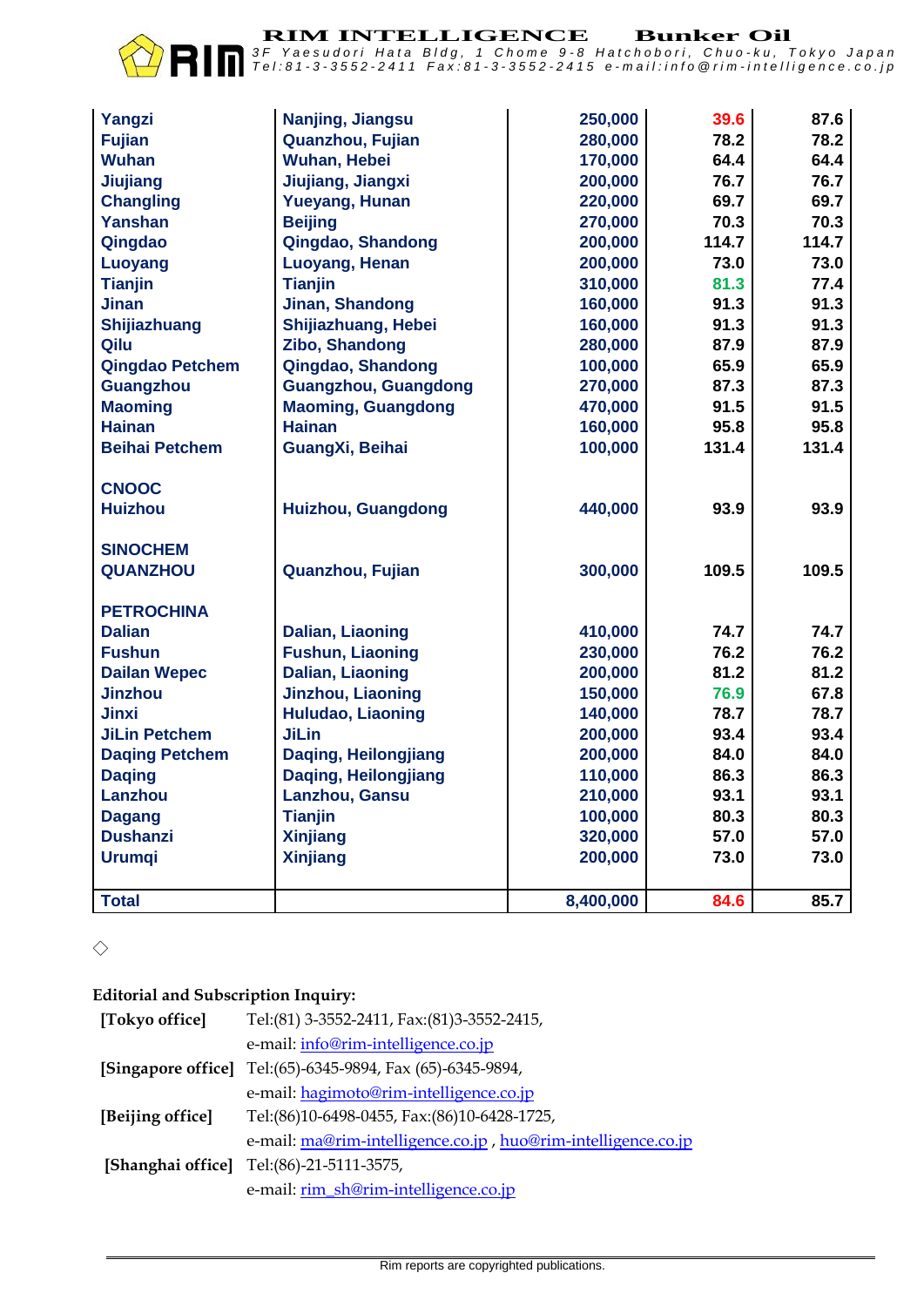| | | | | |
|---|---|---|---|---|
| Yangzi | Nanjing, Jiangsu | 250,000 | 39.6 | 87.6 |
| Fujian | Quanzhou, Fujian | 280,000 | 78.2 | 78.2 |
| Wuhan | Wuhan, Hebei | 170,000 | 64.4 | 64.4 |
| Jiujiang | Jiujiang, Jiangxi | 200,000 | 76.7 | 76.7 |
| Changling | Yueyang, Hunan | 220,000 | 69.7 | 69.7 |
| Yanshan | Beijing | 270,000 | 70.3 | 70.3 |
| Qingdao | Qingdao, Shandong | 200,000 | 114.7 | 114.7 |
| Luoyang | Luoyang, Henan | 200,000 | 73.0 | 73.0 |
| Tianjin | Tianjin | 310,000 | 81.3 | 77.4 |
| Jinan | Jinan, Shandong | 160,000 | 91.3 | 91.3 |
| Shijiazhuang | Shijiazhuang, Hebei | 160,000 | 91.3 | 91.3 |
| Qilu | Zibo, Shandong | 280,000 | 87.9 | 87.9 |
| Qingdao Petchem | Qingdao, Shandong | 100,000 | 65.9 | 65.9 |
| Guangzhou | Guangzhou, Guangdong | 270,000 | 87.3 | 87.3 |
| Maoming | Maoming, Guangdong | 470,000 | 91.5 | 91.5 |
| Hainan | Hainan | 160,000 | 95.8 | 95.8 |
| Beihai Petchem | GuangXi, Beihai | 100,000 | 131.4 | 131.4 |
| | | | | |
| **CNOOC** | | | | |
| Huizhou | Huizhou, Guangdong | 440,000 | 93.9 | 93.9 |
| | | | | |
| **SINOCHEM** | | | | |
| QUANZHOU | Quanzhou, Fujian | 300,000 | 109.5 | 109.5 |
| | | | | |
| **PETROCHINA** | | | | |
| Dalian | Dalian, Liaoning | 410,000 | 74.7 | 74.7 |
| Fushun | Fushun, Liaoning | 230,000 | 76.2 | 76.2 |
| Dailan Wepec | Dalian, Liaoning | 200,000 | 81.2 | 81.2 |
| Jinzhou | Jinzhou, Liaoning | 150,000 | 76.9 | 67.8 |
| Jinxi | Huludao, Liaoning | 140,000 | 78.7 | 78.7 |
| JiLin Petchem | JiLin | 200,000 | 93.4 | 93.4 |
| Daqing Petchem | Daqing, Heilongjiang | 200,000 | 84.0 | 84.0 |
| Daqing | Daqing, Heilongjiang | 110,000 | 86.3 | 86.3 |
| Lanzhou | Lanzhou, Gansu | 210,000 | 93.1 | 93.1 |
| Dagang | Tianjin | 100,000 | 80.3 | 80.3 |
| Dushanzi | Xinjiang | 320,000 | 57.0 | 57.0 |
| Urumqi | Xinjiang | 200,000 | 73.0 | 73.0 |
| | | | | |
| **Total** | | 8,400,000 | 84.6 | 85.7 |

◇

**Editorial and Subscription Inquiry:**

| | |
|---|---|
| **[Tokyo office]** | Tel:(81) 3-3552-2411, Fax:(81)3-3552-2415, e-mail: info@rim-intelligence.co.jp |
| **[Singapore office]** | Tel:(65)-6345-9894, Fax (65)-6345-9894, e-mail: hagimoto@rim-intelligence.co.jp |
| **[Beijing office]** | Tel:(86)10-6498-0455, Fax:(86)10-6428-1725, e-mail: ma@rim-intelligence.co.jp , huo@rim-intelligence.co.jp |
| **[Shanghai office]** | Tel:(86)-21-5111-3575, e-mail: rim_sh@rim-intelligence.co.jp |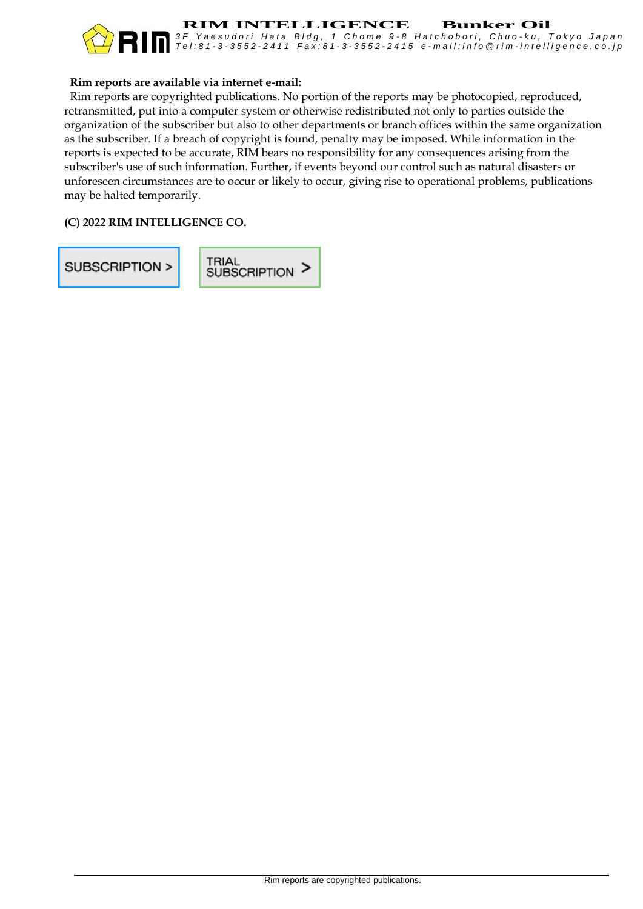**Rim reports are available via internet e-mail:**

Rim reports are copyrighted publications. No portion of the reports may be photocopied, reproduced, retransmitted, put into a computer system or otherwise redistributed not only to parties outside the organization of the subscriber but also to other departments or branch offices within the same organization as the subscriber. If a breach of copyright is found, penalty may be imposed. While information in the reports is expected to be accurate, RIM bears no responsibility for any consequences arising from the subscriber's use of such information. Further, if events beyond our control such as natural disasters or unforeseen circumstances are to occur or likely to occur, giving rise to operational problems, publications may be halted temporarily.

**(C) 2022 RIM INTELLIGENCE CO.**

SUBSCRIPTION >

TRIAL SUBSCRIPTION >